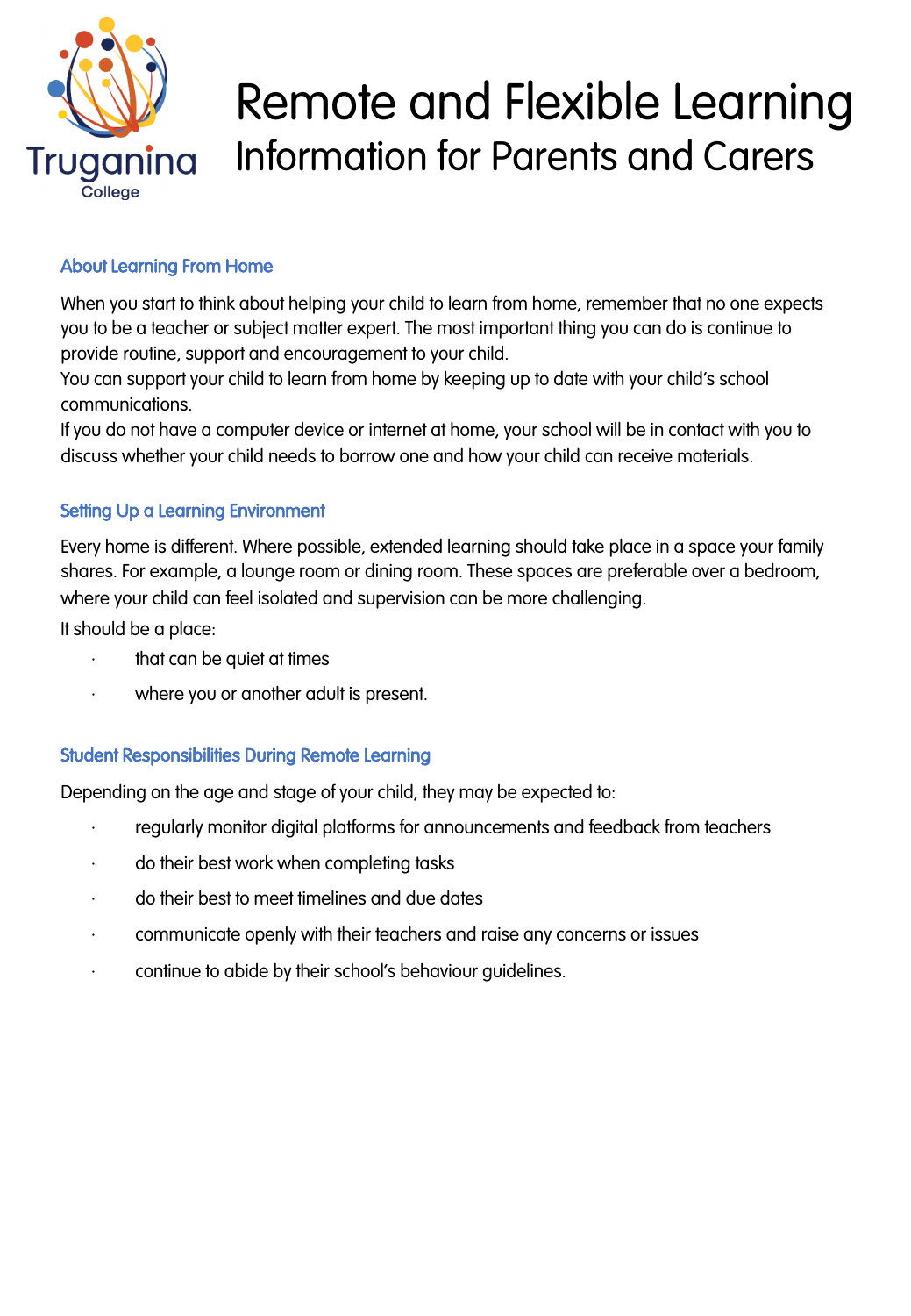Truganina College

# Remote and Flexible Learning

## Information for Parents and Carers

### About Learning From Home

When you start to think about helping your child to learn from home, remember that no one expects you to be a teacher or subject matter expert. The most important thing you can do is continue to provide routine, support and encouragement to your child.

You can support your child to learn from home by keeping up to date with your child's school communications.

If you do not have a computer device or internet at home, your school will be in contact with you to discuss whether your child needs to borrow one and how your child can receive materials.

### Setting Up a Learning Environment

Every home is different. Where possible, extended learning should take place in a space your family shares. For example, a lounge room or dining room. These spaces are preferable over a bedroom, where your child can feel isolated and supervision can be more challenging.

It should be a place:

- that can be quiet at times
- where you or another adult is present.

### Student Responsibilities During Remote Learning

Depending on the age and stage of your child, they may be expected to:

- regularly monitor digital platforms for announcements and feedback from teachers
- do their best work when completing tasks
- do their best to meet timelines and due dates
- communicate openly with their teachers and raise any concerns or issues
- continue to abide by their school's behaviour guidelines.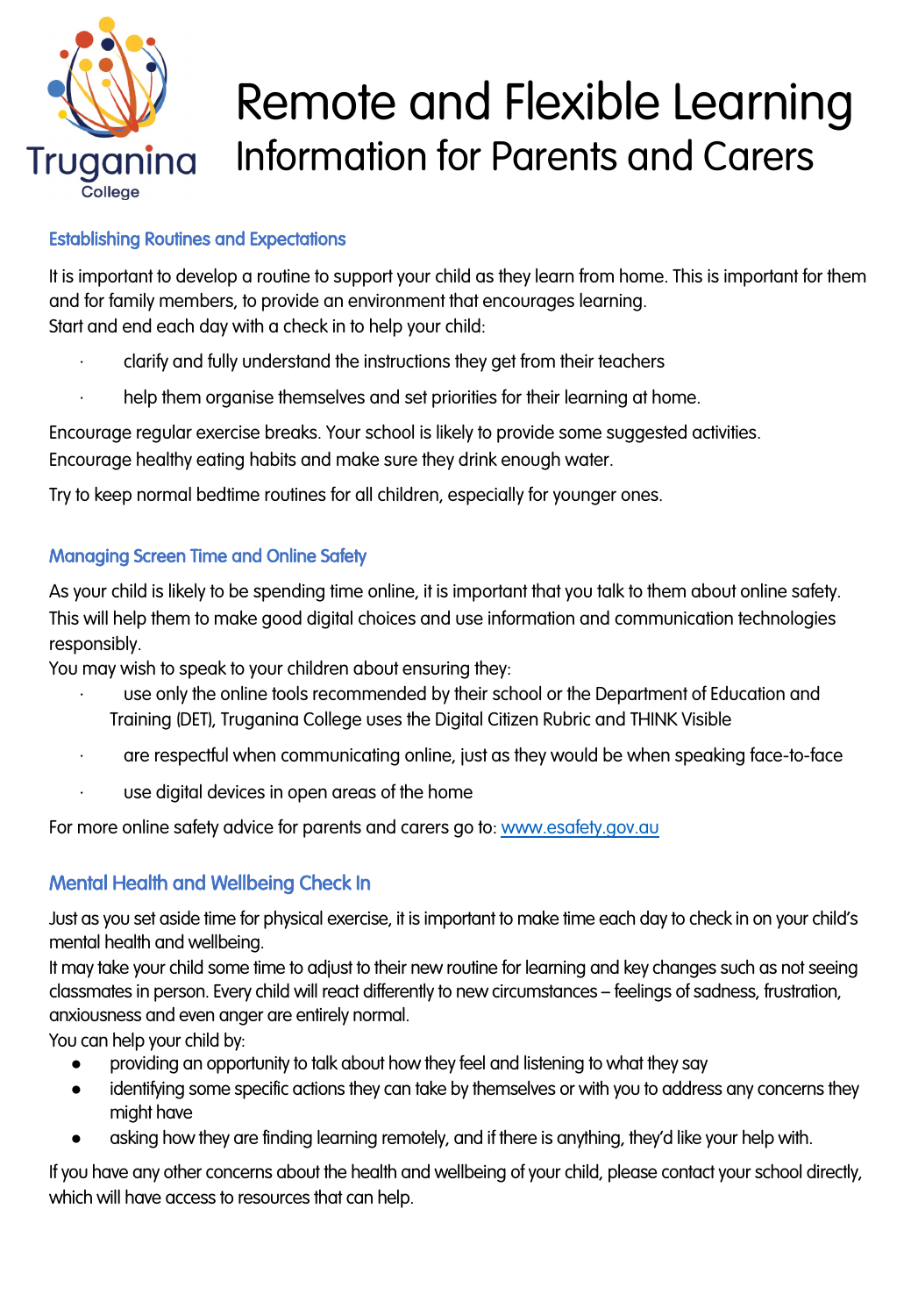# Remote and Flexible Learning

## Information for Parents and Carers

### Establishing Routines and Expectations

It is important to develop a routine to support your child as they learn from home. This is important for them and for family members, to provide an environment that encourages learning.
Start and end each day with a check in to help your child:

- clarify and fully understand the instructions they get from their teachers
- help them organise themselves and set priorities for their learning at home.

Encourage regular exercise breaks. Your school is likely to provide some suggested activities.
Encourage healthy eating habits and make sure they drink enough water.

Try to keep normal bedtime routines for all children, especially for younger ones.

### Managing Screen Time and Online Safety

As your child is likely to be spending time online, it is important that you talk to them about online safety. This will help them to make good digital choices and use information and communication technologies responsibly.
You may wish to speak to your children about ensuring they:

- use only the online tools recommended by their school or the Department of Education and Training (DET), Truganina College uses the Digital Citizen Rubric and THINK Visible
- are respectful when communicating online, just as they would be when speaking face-to-face
- use digital devices in open areas of the home

For more online safety advice for parents and carers go to: [www.esafety.gov.au](http://www.esafety.gov.au)

### Mental Health and Wellbeing Check In

Just as you set aside time for physical exercise, it is important to make time each day to check in on your child's mental health and wellbeing.
It may take your child some time to adjust to their new routine for learning and key changes such as not seeing classmates in person. Every child will react differently to new circumstances – feelings of sadness, frustration, anxiousness and even anger are entirely normal.
You can help your child by:

- providing an opportunity to talk about how they feel and listening to what they say
- identifying some specific actions they can take by themselves or with you to address any concerns they might have
- asking how they are finding learning remotely, and if there is anything, they'd like your help with.

If you have any other concerns about the health and wellbeing of your child, please contact your school directly, which will have access to resources that can help.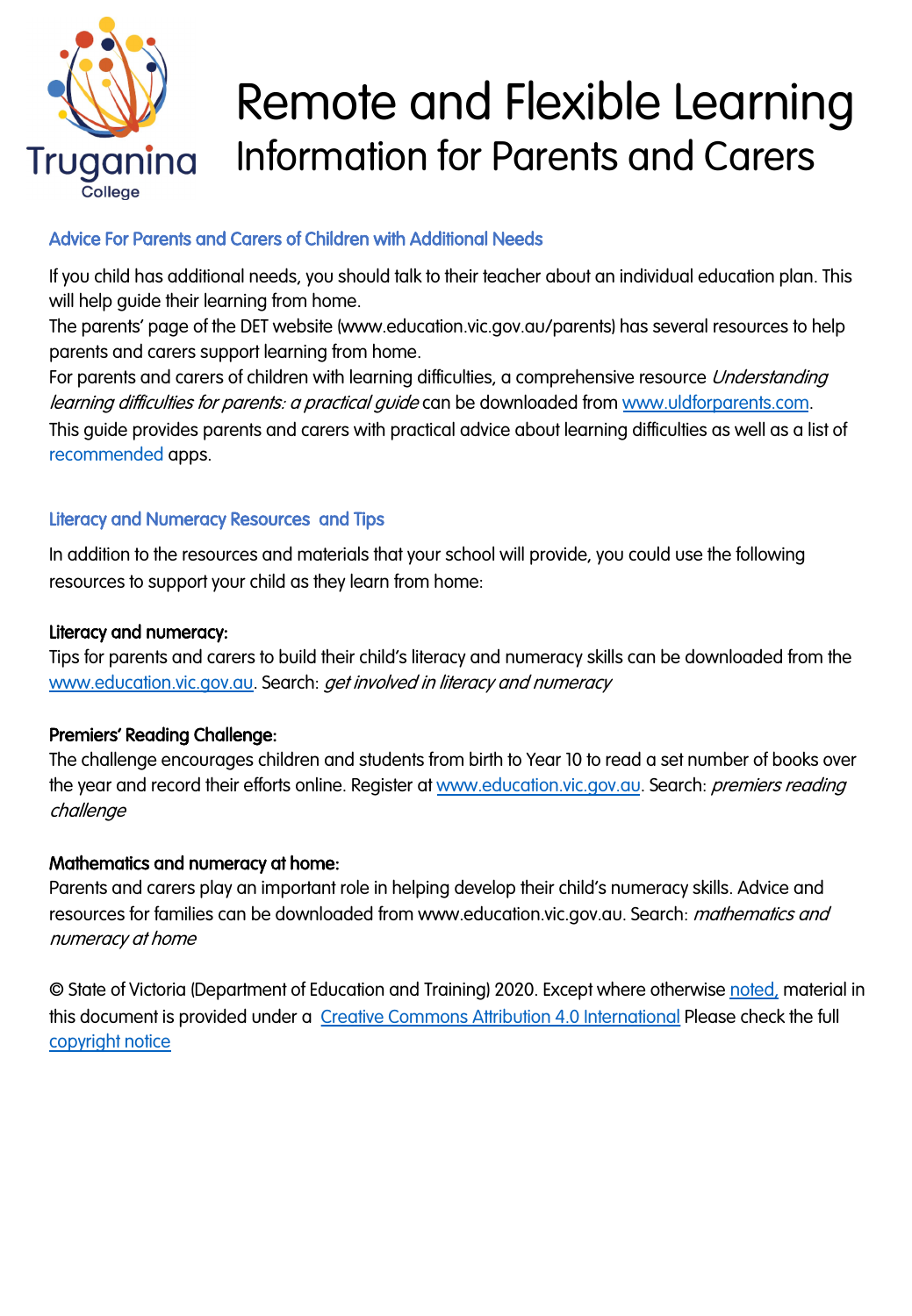Truganina College

# Remote and Flexible Learning

## Information for Parents and Carers

### Advice For Parents and Carers of Children with Additional Needs

If you child has additional needs, you should talk to their teacher about an individual education plan. This will help guide their learning from home.

The parents' page of the DET website (www.education.vic.gov.au/parents) has several resources to help parents and carers support learning from home.

For parents and carers of children with learning difficulties, a comprehensive resource *Understanding learning difficulties for parents: a practical guide* can be downloaded from www.uldforparents.com.

This guide provides parents and carers with practical advice about learning difficulties as well as a list of recommended apps.

### Literacy and Numeracy Resources and Tips

In addition to the resources and materials that your school will provide, you could use the following resources to support your child as they learn from home:

**Literacy and numeracy:**
Tips for parents and carers to build their child's literacy and numeracy skills can be downloaded from the www.education.vic.gov.au. Search: *get involved in literacy and numeracy*

**Premiers' Reading Challenge:**
The challenge encourages children and students from birth to Year 10 to read a set number of books over the year and record their efforts online. Register at www.education.vic.gov.au. Search: *premiers reading challenge*

**Mathematics and numeracy at home:**
Parents and carers play an important role in helping develop their child's numeracy skills. Advice and resources for families can be downloaded from www.education.vic.gov.au. Search: *mathematics and numeracy at home*

© State of Victoria (Department of Education and Training) 2020. Except where otherwise noted, material in this document is provided under a Creative Commons Attribution 4.0 International Please check the full copyright notice